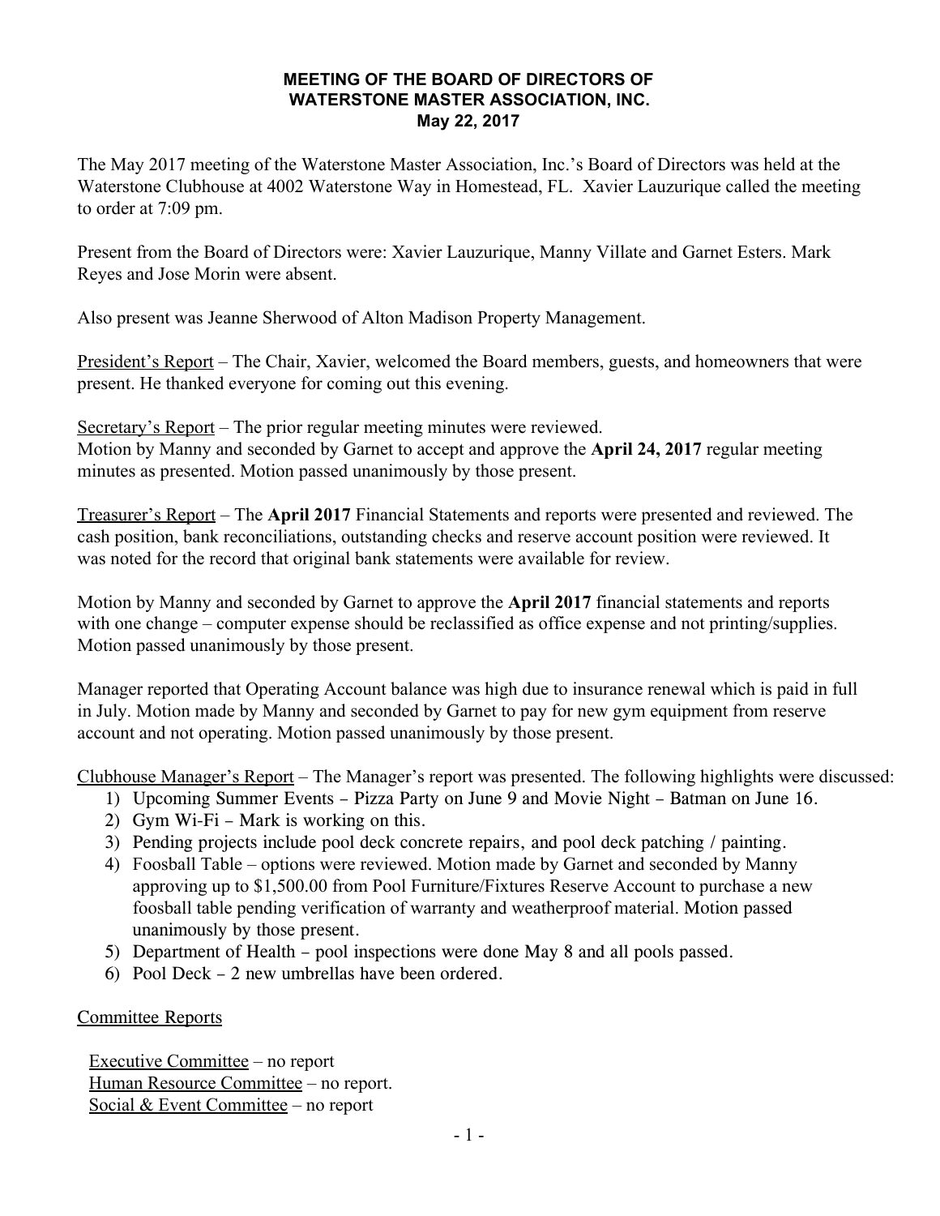**MEETING OF THE BOARD OF DIRECTORS OF**
**WATERSTONE MASTER ASSOCIATION, INC.**
**May 22, 2017**

The May 2017 meeting of the Waterstone Master Association, Inc.'s Board of Directors was held at the Waterstone Clubhouse at 4002 Waterstone Way in Homestead, FL. Xavier Lauzurique called the meeting to order at 7:09 pm.

Present from the Board of Directors were: Xavier Lauzurique, Manny Villate and Garnet Esters. Mark Reyes and Jose Morin were absent.

Also present was Jeanne Sherwood of Alton Madison Property Management.

President's Report – The Chair, Xavier, welcomed the Board members, guests, and homeowners that were present. He thanked everyone for coming out this evening.

Secretary's Report – The prior regular meeting minutes were reviewed.
Motion by Manny and seconded by Garnet to accept and approve the **April 24, 2017** regular meeting minutes as presented. Motion passed unanimously by those present.

Treasurer's Report – The **April 2017** Financial Statements and reports were presented and reviewed. The cash position, bank reconciliations, outstanding checks and reserve account position were reviewed. It was noted for the record that original bank statements were available for review.

Motion by Manny and seconded by Garnet to approve the **April 2017** financial statements and reports with one change – computer expense should be reclassified as office expense and not printing/supplies. Motion passed unanimously by those present.

Manager reported that Operating Account balance was high due to insurance renewal which is paid in full in July. Motion made by Manny and seconded by Garnet to pay for new gym equipment from reserve account and not operating. Motion passed unanimously by those present.

Clubhouse Manager's Report – The Manager's report was presented. The following highlights were discussed:

1) Upcoming Summer Events – Pizza Party on June 9 and Movie Night – Batman on June 16.
2) Gym Wi-Fi – Mark is working on this.
3) Pending projects include pool deck concrete repairs, and pool deck patching / painting.
4) Foosball Table – options were reviewed. Motion made by Garnet and seconded by Manny approving up to $1,500.00 from Pool Furniture/Fixtures Reserve Account to purchase a new foosball table pending verification of warranty and weatherproof material. Motion passed unanimously by those present.
5) Department of Health – pool inspections were done May 8 and all pools passed.
6) Pool Deck – 2 new umbrellas have been ordered.

Committee Reports

Executive Committee – no report
Human Resource Committee – no report.
Social & Event Committee – no report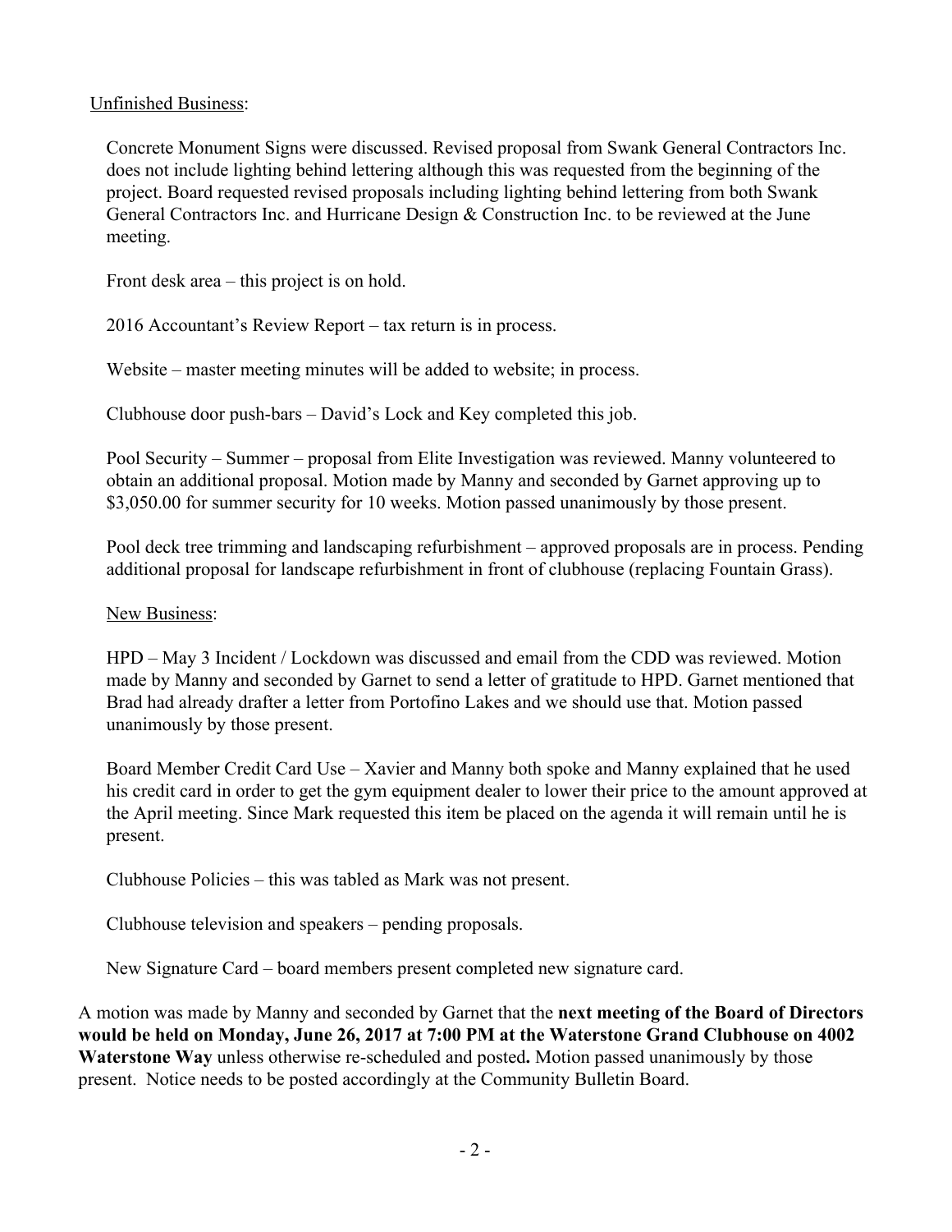Unfinished Business:

Concrete Monument Signs were discussed. Revised proposal from Swank General Contractors Inc. does not include lighting behind lettering although this was requested from the beginning of the project. Board requested revised proposals including lighting behind lettering from both Swank General Contractors Inc. and Hurricane Design & Construction Inc. to be reviewed at the June meeting.

Front desk area – this project is on hold.

2016 Accountant's Review Report – tax return is in process.

Website – master meeting minutes will be added to website; in process.

Clubhouse door push-bars – David's Lock and Key completed this job.

Pool Security – Summer – proposal from Elite Investigation was reviewed. Manny volunteered to obtain an additional proposal. Motion made by Manny and seconded by Garnet approving up to $3,050.00 for summer security for 10 weeks. Motion passed unanimously by those present.

Pool deck tree trimming and landscaping refurbishment – approved proposals are in process. Pending additional proposal for landscape refurbishment in front of clubhouse (replacing Fountain Grass).

New Business:

HPD – May 3 Incident / Lockdown was discussed and email from the CDD was reviewed. Motion made by Manny and seconded by Garnet to send a letter of gratitude to HPD. Garnet mentioned that Brad had already drafter a letter from Portofino Lakes and we should use that. Motion passed unanimously by those present.

Board Member Credit Card Use – Xavier and Manny both spoke and Manny explained that he used his credit card in order to get the gym equipment dealer to lower their price to the amount approved at the April meeting. Since Mark requested this item be placed on the agenda it will remain until he is present.

Clubhouse Policies – this was tabled as Mark was not present.

Clubhouse television and speakers – pending proposals.

New Signature Card – board members present completed new signature card.

A motion was made by Manny and seconded by Garnet that the **next meeting of the Board of Directors would be held on Monday, June 26, 2017 at 7:00 PM at the Waterstone Grand Clubhouse on 4002 Waterstone Way** unless otherwise re-scheduled and posted**.** Motion passed unanimously by those present. Notice needs to be posted accordingly at the Community Bulletin Board.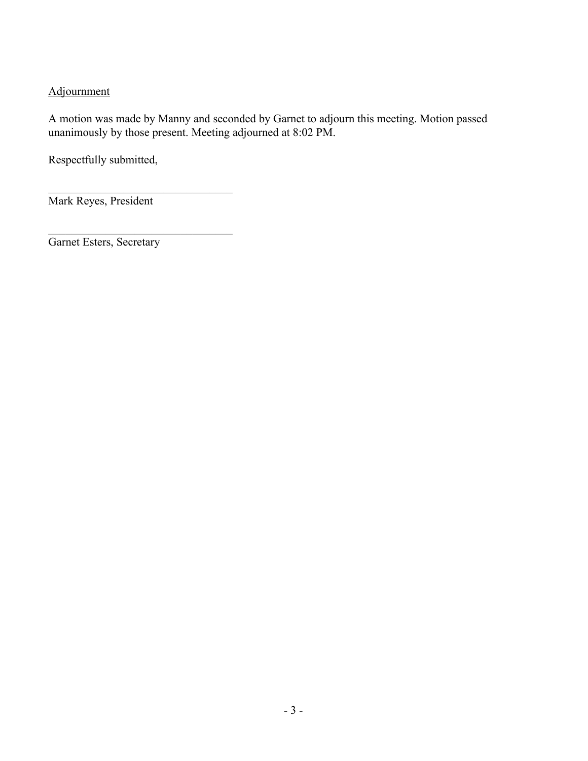Adjournment

A motion was made by Manny and seconded by Garnet to adjourn this meeting. Motion passed unanimously by those present. Meeting adjourned at 8:02 PM.

Respectfully submitted,

\_\_\_\_\_\_\_\_\_\_\_\_\_\_\_\_\_\_\_\_\_\_\_\_\_\_\_\_\_\_\_\_\_\_
Mark Reyes, President

\_\_\_\_\_\_\_\_\_\_\_\_\_\_\_\_\_\_\_\_\_\_\_\_\_\_\_\_\_\_\_\_\_\_
Garnet Esters, Secretary